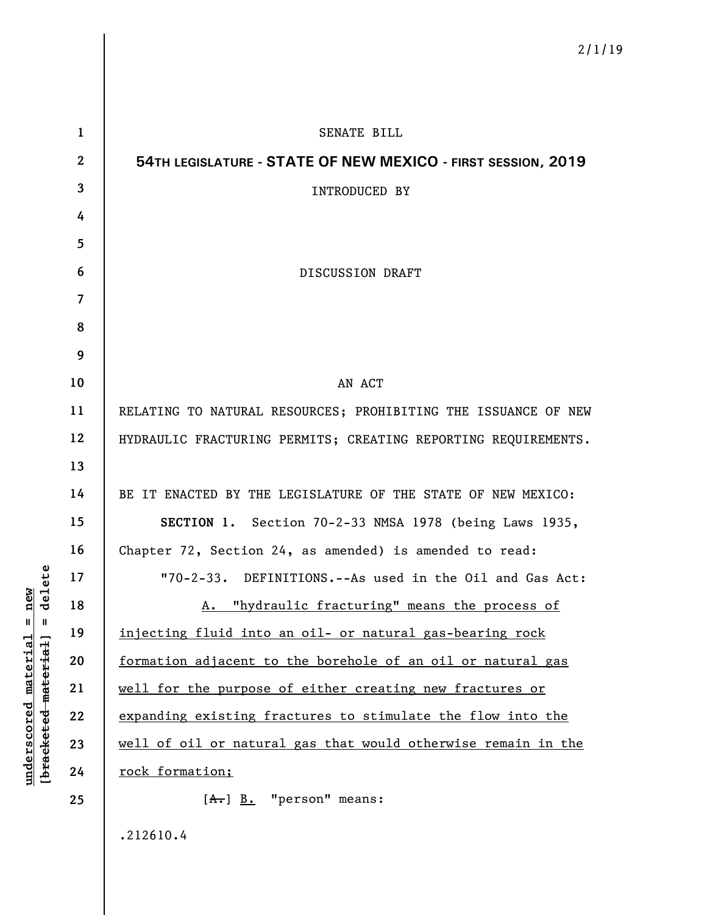2/1/19

SENATE BILL

**54TH LEGISLATURE - STATE OF NEW MEXICO - FIRST SESSION, 2019**

INTRODUCED BY

DISCUSSION DRAFT

AN ACT

RELATING TO NATURAL RESOURCES; PROHIBITING THE ISSUANCE OF NEW HYDRAULIC FRACTURING PERMITS; CREATING REPORTING REQUIREMENTS.

BE IT ENACTED BY THE LEGISLATURE OF THE STATE OF NEW MEXICO:

**SECTION 1.** Section 70-2-33 NMSA 1978 (being Laws 1935, Chapter 72, Section 24, as amended) is amended to read:

"70-2-33. DEFINITIONS.--As used in the Oil and Gas Act:

<u>A. "hydraulic fracturing" means the process of injecting fluid into an oil- or natural gas-bearing rock formation adjacent to the borehole of an oil or natural gas well for the purpose of either creating new fractures or expanding existing fractures to stimulate the flow into the well of oil or natural gas that would otherwise remain in the rock formation;</u>

[~~A.~~] <u>B.</u> "person" means:

.212610.4

underscored material = new
[~~bracketed material~~] = delete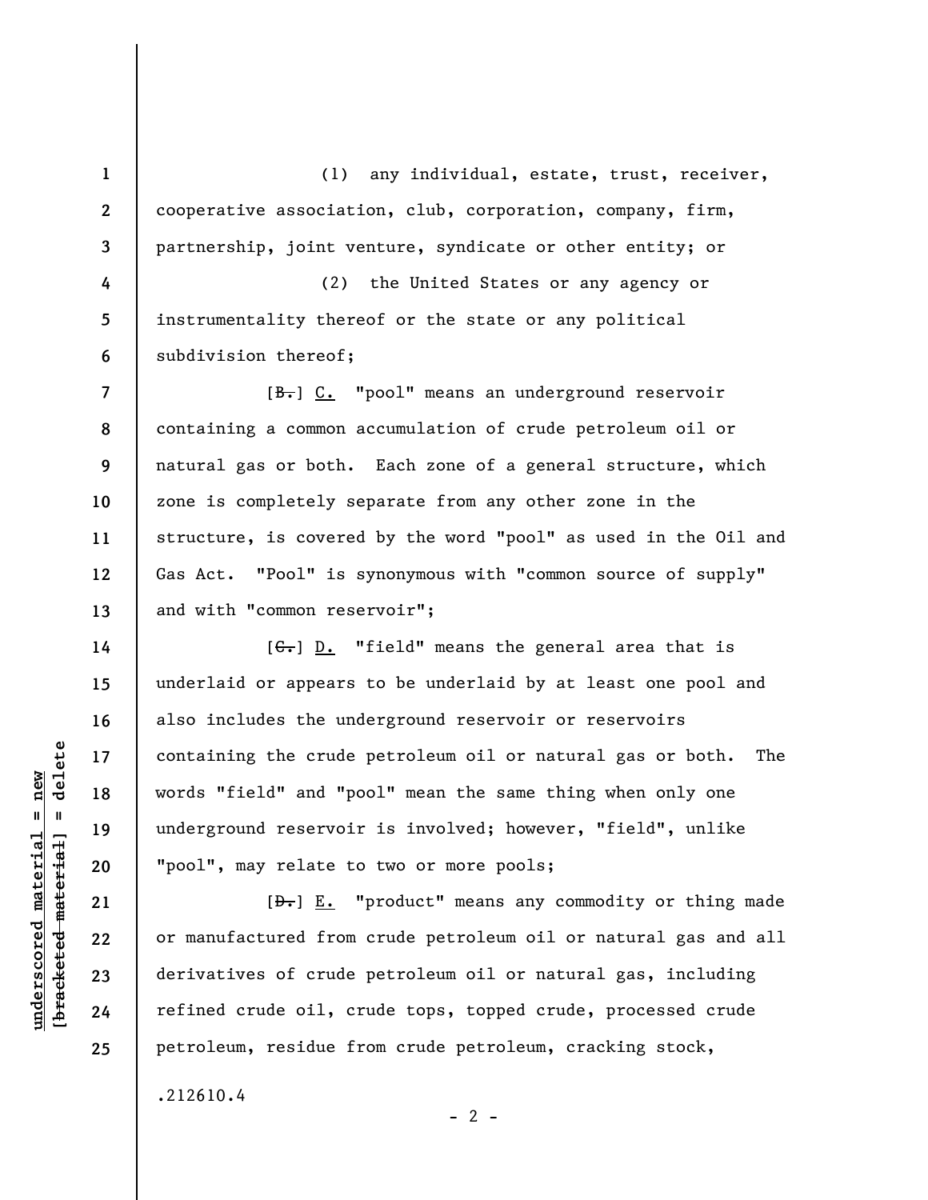(1) any individual, estate, trust, receiver, cooperative association, club, corporation, company, firm, partnership, joint venture, syndicate or other entity; or

(2) the United States or any agency or instrumentality thereof or the state or any political subdivision thereof;

[~~B.~~] C. "pool" means an underground reservoir containing a common accumulation of crude petroleum oil or natural gas or both. Each zone of a general structure, which zone is completely separate from any other zone in the structure, is covered by the word "pool" as used in the Oil and Gas Act. "Pool" is synonymous with "common source of supply" and with "common reservoir";

[~~C.~~] D. "field" means the general area that is underlaid or appears to be underlaid by at least one pool and also includes the underground reservoir or reservoirs containing the crude petroleum oil or natural gas or both. The words "field" and "pool" mean the same thing when only one underground reservoir is involved; however, "field", unlike "pool", may relate to two or more pools;

[~~D.~~] E. "product" means any commodity or thing made or manufactured from crude petroleum oil or natural gas and all derivatives of crude petroleum oil or natural gas, including refined crude oil, crude tops, topped crude, processed crude petroleum, residue from crude petroleum, cracking stock,

.212610.4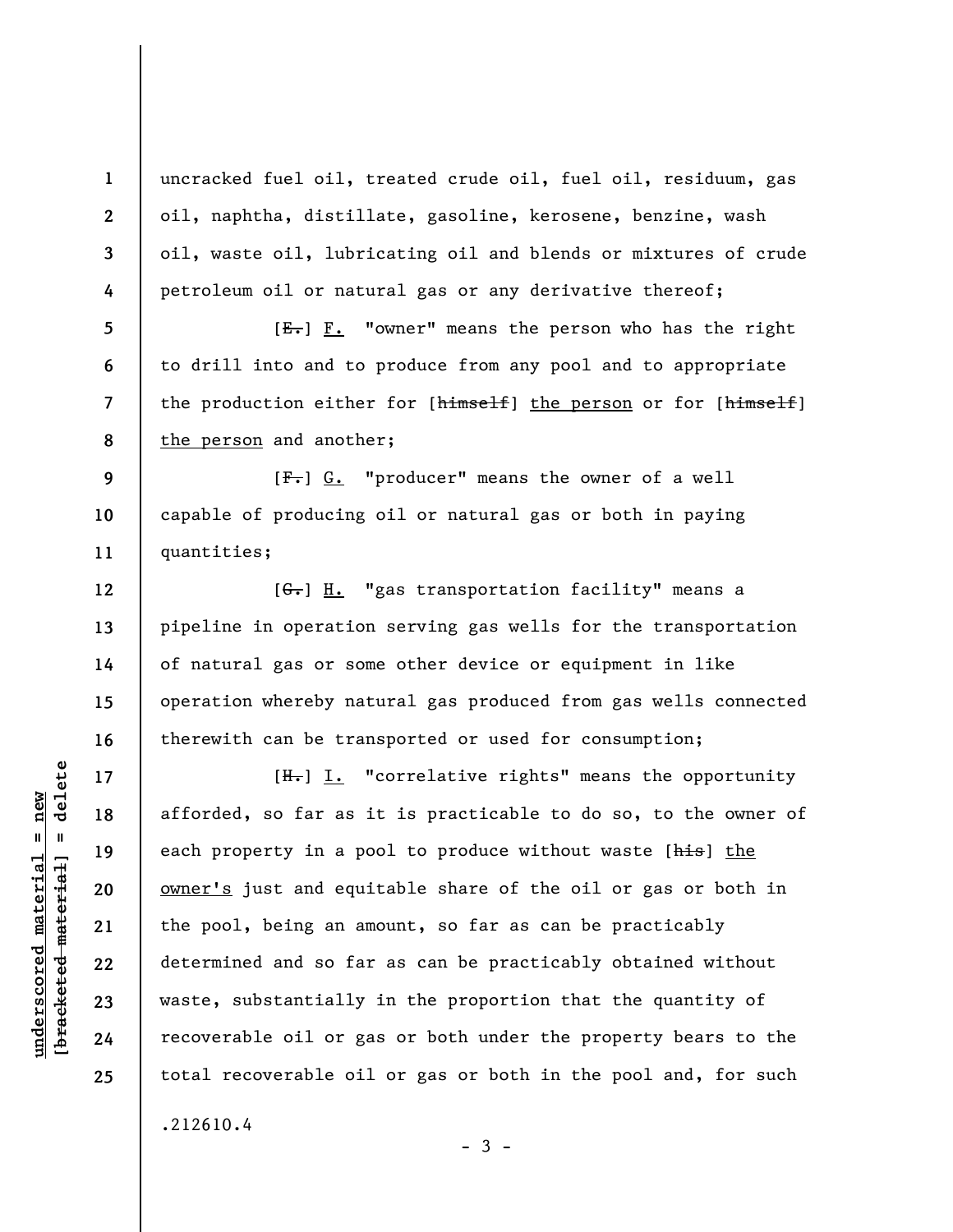uncracked fuel oil, treated crude oil, fuel oil, residuum, gas oil, naphtha, distillate, gasoline, kerosene, benzine, wash oil, waste oil, lubricating oil and blends or mixtures of crude petroleum oil or natural gas or any derivative thereof;

[~~E.~~] F. "owner" means the person who has the right to drill into and to produce from any pool and to appropriate the production either for [~~himself~~] the person or for [~~himself~~] the person and another;

[~~F.~~] G. "producer" means the owner of a well capable of producing oil or natural gas or both in paying quantities;

[~~G.~~] H. "gas transportation facility" means a pipeline in operation serving gas wells for the transportation of natural gas or some other device or equipment in like operation whereby natural gas produced from gas wells connected therewith can be transported or used for consumption;

[~~H.~~] I. "correlative rights" means the opportunity afforded, so far as it is practicable to do so, to the owner of each property in a pool to produce without waste [~~his~~] the owner's just and equitable share of the oil or gas or both in the pool, being an amount, so far as can be practicably determined and so far as can be practicably obtained without waste, substantially in the proportion that the quantity of recoverable oil or gas or both under the property bears to the total recoverable oil or gas or both in the pool and, for such

.212610.4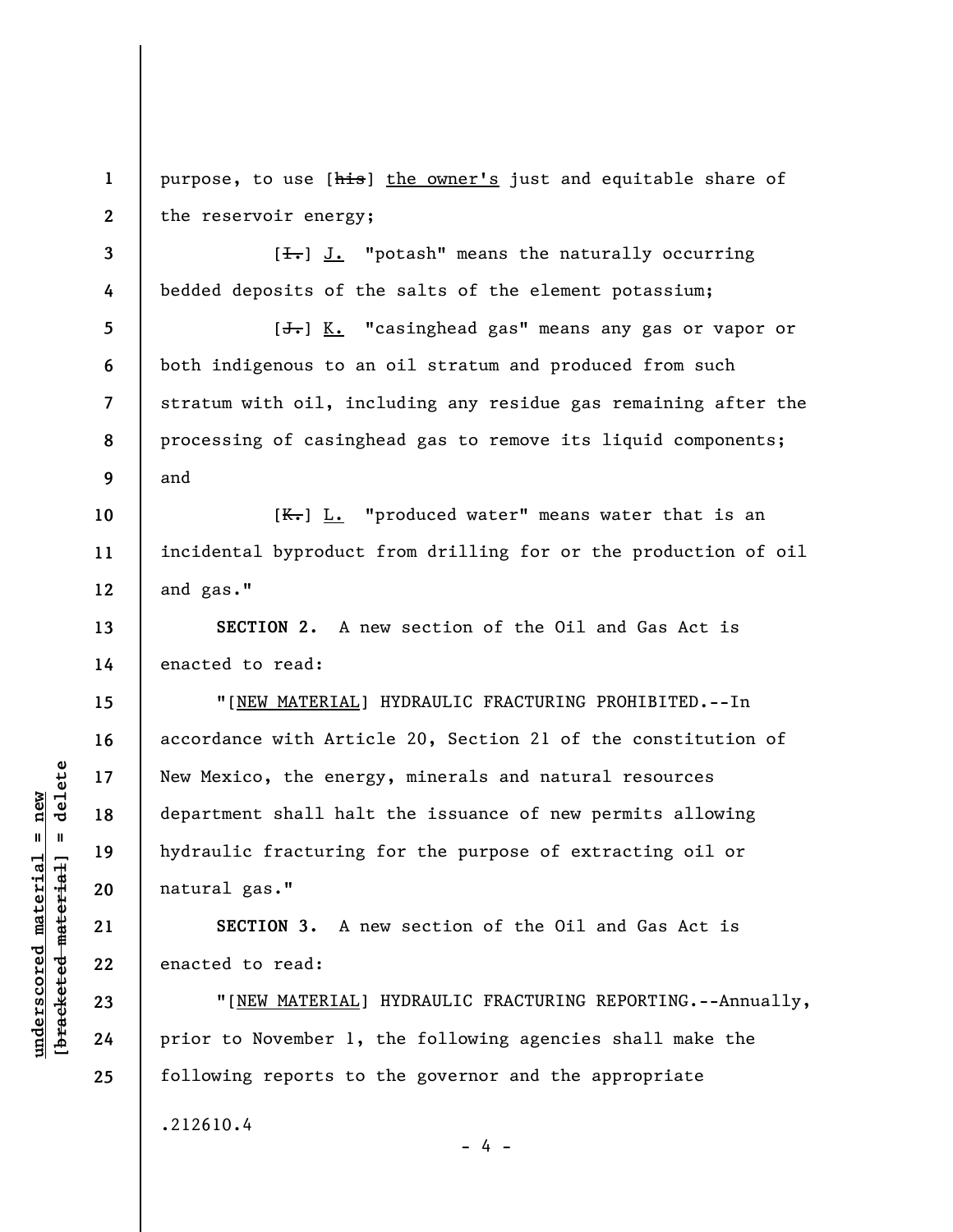purpose, to use [~~his~~] the owner's just and equitable share of the reservoir energy;

[~~I.~~] J. "potash" means the naturally occurring bedded deposits of the salts of the element potassium;

[~~J.~~] K. "casinghead gas" means any gas or vapor or both indigenous to an oil stratum and produced from such stratum with oil, including any residue gas remaining after the processing of casinghead gas to remove its liquid components; and

[~~K.~~] L. "produced water" means water that is an incidental byproduct from drilling for or the production of oil and gas."

**SECTION 2.** A new section of the Oil and Gas Act is enacted to read:

"[NEW MATERIAL] HYDRAULIC FRACTURING PROHIBITED.--In accordance with Article 20, Section 21 of the constitution of New Mexico, the energy, minerals and natural resources department shall halt the issuance of new permits allowing hydraulic fracturing for the purpose of extracting oil or natural gas."

**SECTION 3.** A new section of the Oil and Gas Act is enacted to read:

"[NEW MATERIAL] HYDRAULIC FRACTURING REPORTING.--Annually, prior to November 1, the following agencies shall make the following reports to the governor and the appropriate

.212610.4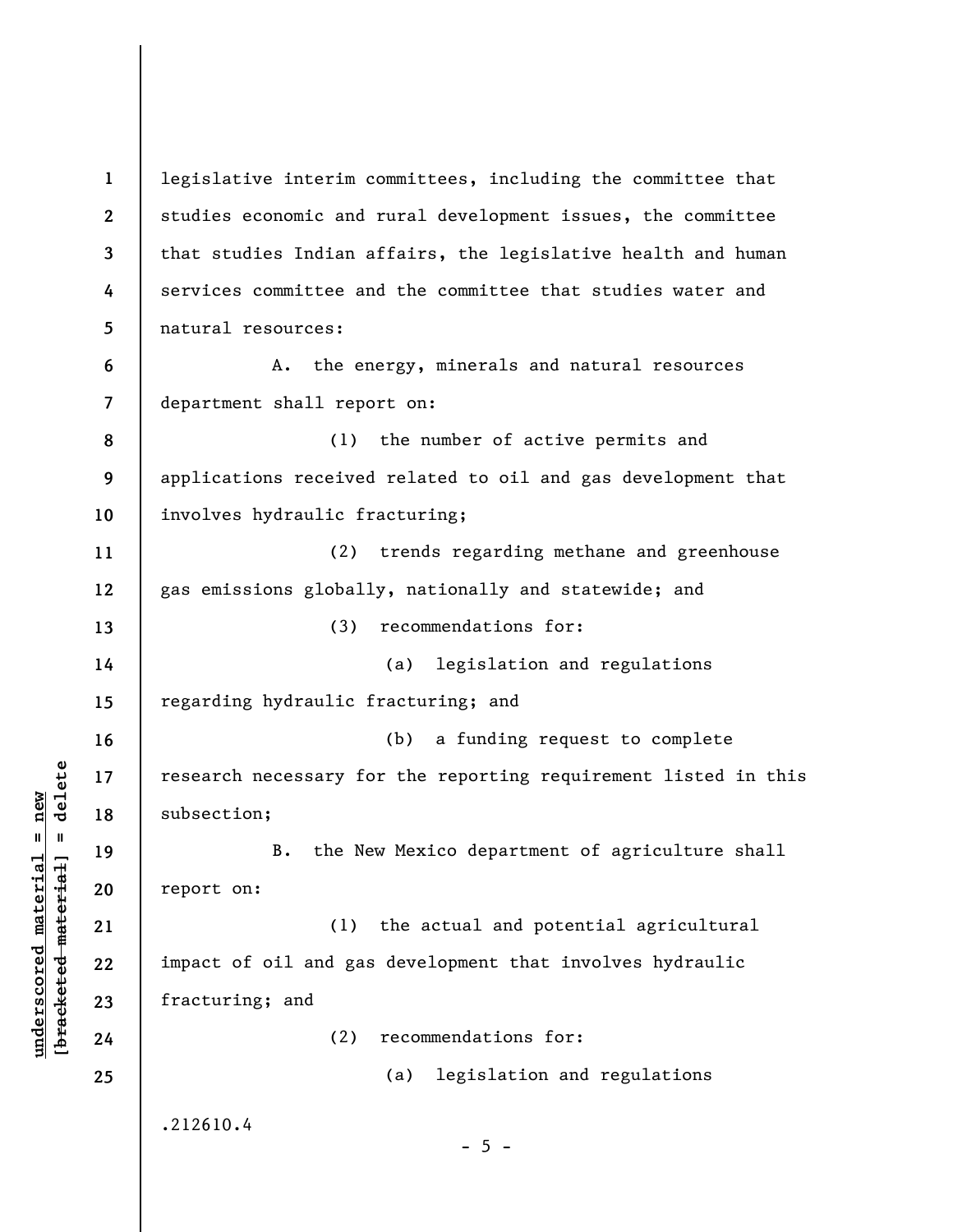legislative interim committees, including the committee that studies economic and rural development issues, the committee that studies Indian affairs, the legislative health and human services committee and the committee that studies water and natural resources:

A. the energy, minerals and natural resources department shall report on:

(1) the number of active permits and applications received related to oil and gas development that involves hydraulic fracturing;

(2) trends regarding methane and greenhouse gas emissions globally, nationally and statewide; and

(3) recommendations for:

(a) legislation and regulations regarding hydraulic fracturing; and

(b) a funding request to complete research necessary for the reporting requirement listed in this subsection;

B. the New Mexico department of agriculture shall report on:

(1) the actual and potential agricultural impact of oil and gas development that involves hydraulic fracturing; and

(2) recommendations for:

(a) legislation and regulations

.212610.4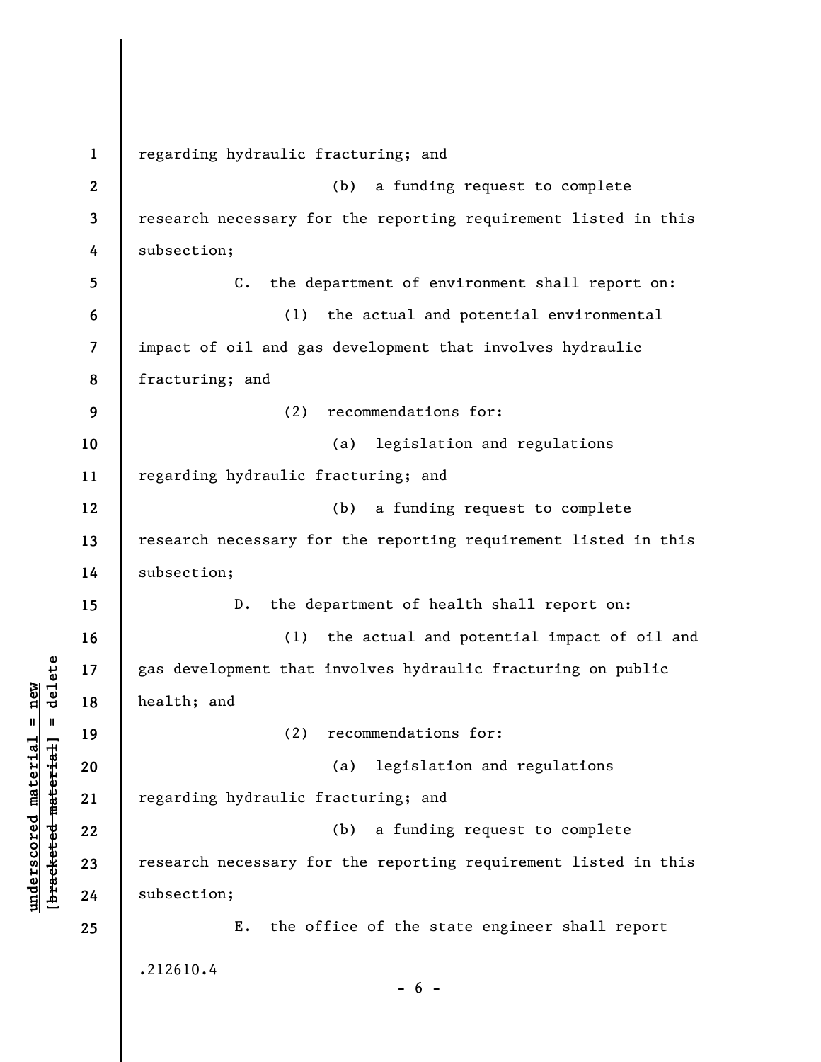regarding hydraulic fracturing; and

(b) a funding request to complete research necessary for the reporting requirement listed in this subsection;

C. the department of environment shall report on:

(1) the actual and potential environmental impact of oil and gas development that involves hydraulic fracturing; and

(2) recommendations for:

(a) legislation and regulations regarding hydraulic fracturing; and

(b) a funding request to complete research necessary for the reporting requirement listed in this subsection;

D. the department of health shall report on:

(1) the actual and potential impact of oil and gas development that involves hydraulic fracturing on public health; and

(2) recommendations for:

(a) legislation and regulations regarding hydraulic fracturing; and

(b) a funding request to complete research necessary for the reporting requirement listed in this subsection;

E. the office of the state engineer shall report

.212610.4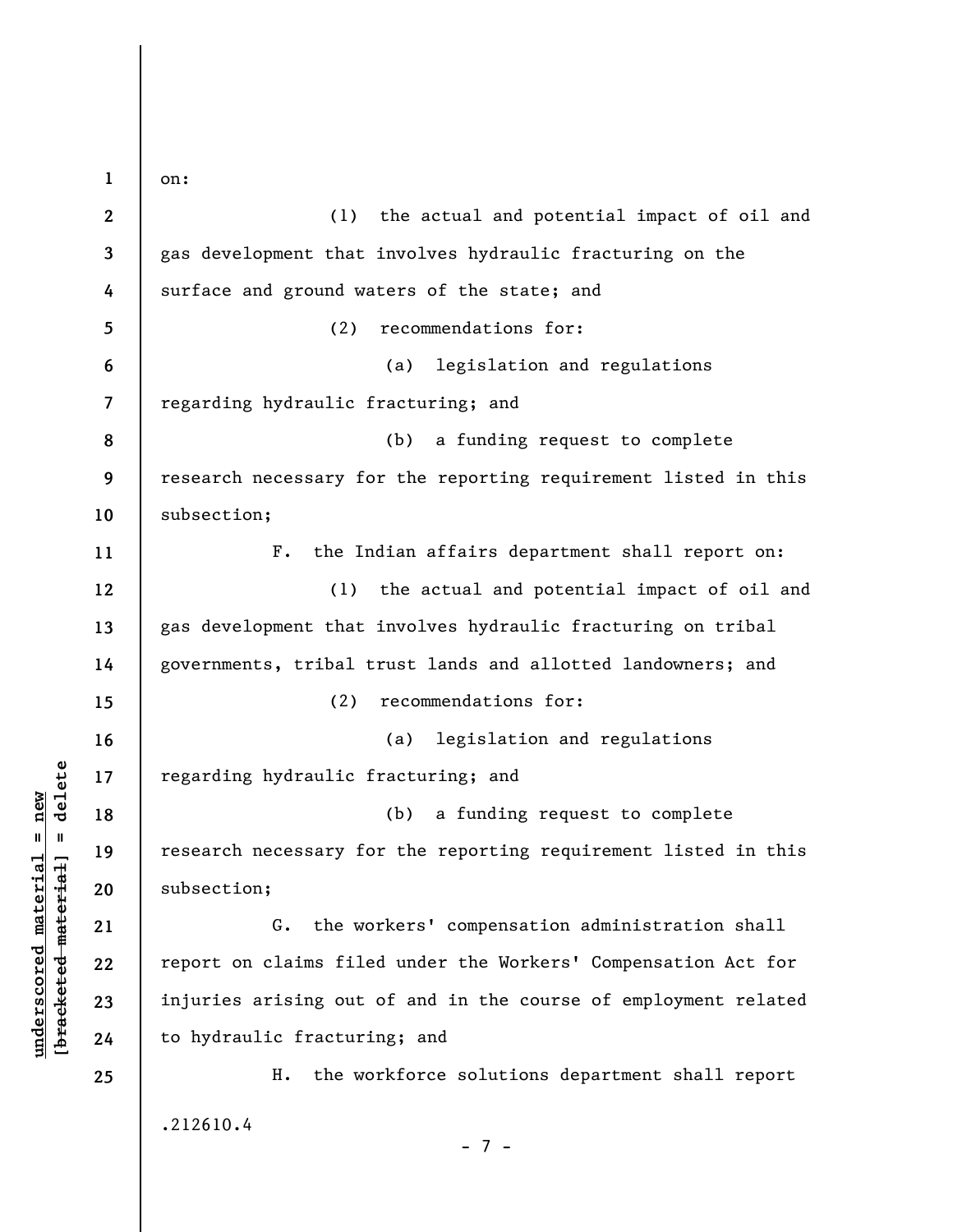on:

(1) the actual and potential impact of oil and gas development that involves hydraulic fracturing on the surface and ground waters of the state; and

(2) recommendations for:

(a) legislation and regulations regarding hydraulic fracturing; and

(b) a funding request to complete research necessary for the reporting requirement listed in this subsection;

F. the Indian affairs department shall report on:

(1) the actual and potential impact of oil and gas development that involves hydraulic fracturing on tribal governments, tribal trust lands and allotted landowners; and

(2) recommendations for:

(a) legislation and regulations regarding hydraulic fracturing; and

(b) a funding request to complete research necessary for the reporting requirement listed in this subsection;

G. the workers' compensation administration shall report on claims filed under the Workers' Compensation Act for injuries arising out of and in the course of employment related to hydraulic fracturing; and

H. the workforce solutions department shall report

.212610.4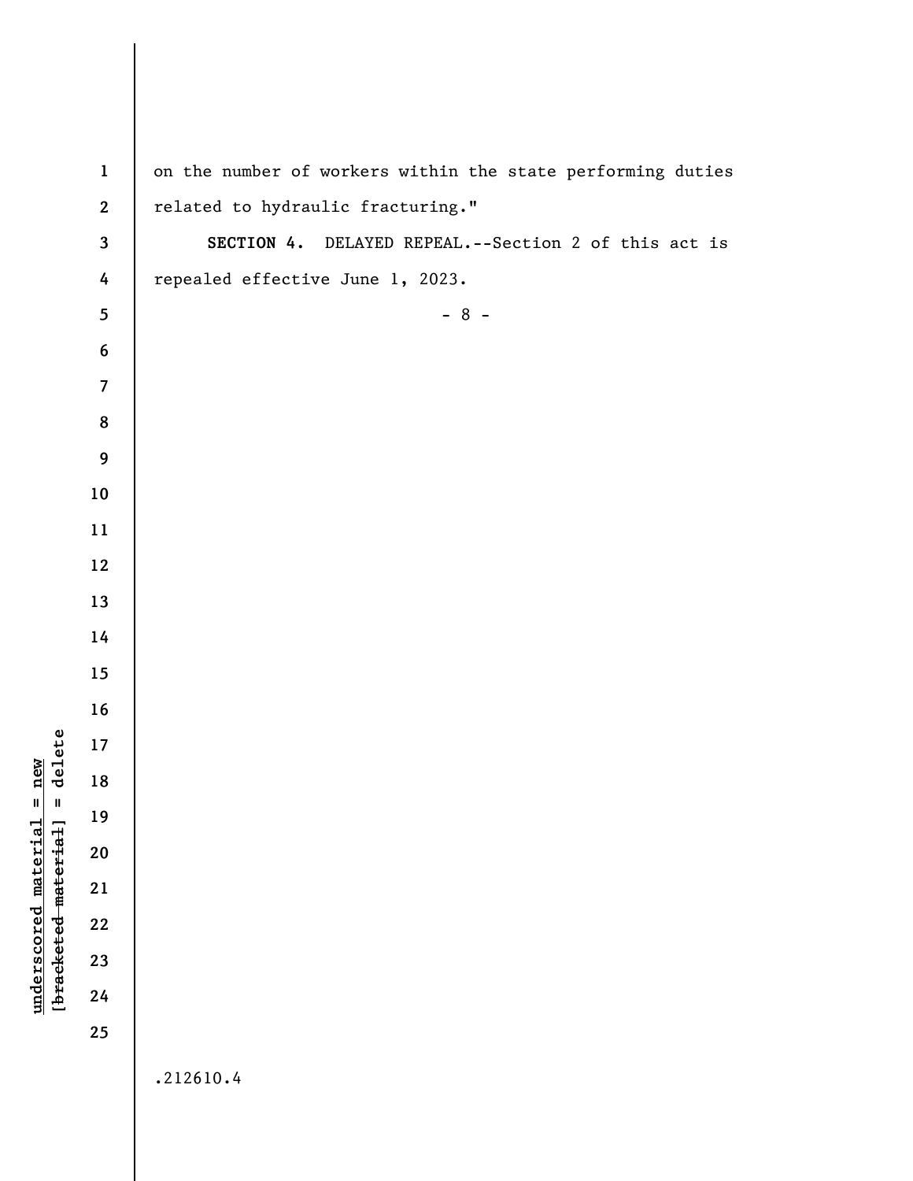on the number of workers within the state performing duties related to hydraulic fracturing."

**SECTION 4.** DELAYED REPEAL.--Section 2 of this act is repealed effective June 1, 2023.

.212610.4